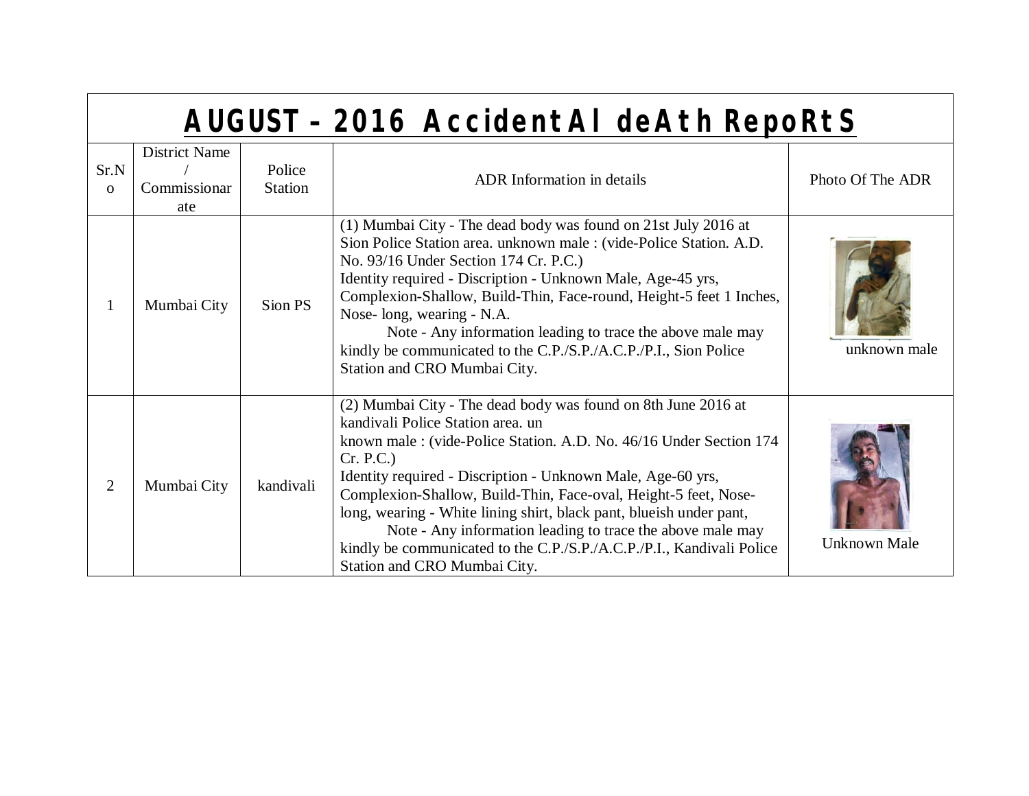# AUGUST – 2016 AccidentAl deAth RepoRtS

| Sr.No | District Name / Commissionarate | Police Station | ADR Information in details | Photo Of The ADR |
|---|---|---|---|---|
| 1 | Mumbai City | Sion PS | (1) Mumbai City - The dead body was found on 21st July 2016 at Sion Police Station area. unknown male : (vide-Police Station. A.D. No. 93/16 Under Section 174 Cr. P.C.)<br>Identity required - Discription - Unknown Male, Age-45 yrs, Complexion-Shallow, Build-Thin, Face-round, Height-5 feet 1 Inches, Nose- long, wearing - N.A.<br>Note - Any information leading to trace the above male may kindly be communicated to the C.P./S.P./A.C.P./P.I., Sion Police Station and CRO Mumbai City. | unknown male |
| 2 | Mumbai City | kandivali | (2) Mumbai City - The dead body was found on 8th June 2016 at kandivali Police Station area. un known male : (vide-Police Station. A.D. No. 46/16 Under Section 174 Cr. P.C.)<br>Identity required - Discription - Unknown Male, Age-60 yrs, Complexion-Shallow, Build-Thin, Face-oval, Height-5 feet, Nose-long, wearing - White lining shirt, black pant, blueish under pant,<br>Note - Any information leading to trace the above male may kindly be communicated to the C.P./S.P./A.C.P./P.I., Kandivali Police Station and CRO Mumbai City. | Unknown Male |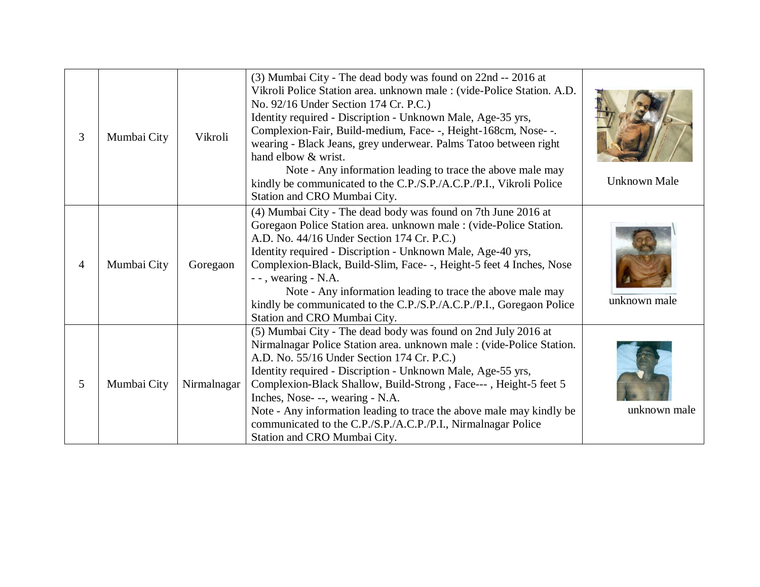| 3 | Mumbai City | Vikroli | (3) Mumbai City - The dead body was found on 22nd -- 2016 at Vikroli Police Station area. unknown male : (vide-Police Station. A.D. No. 92/16 Under Section 174 Cr. P.C.)<br>Identity required - Discription - Unknown Male, Age-35 yrs, Complexion-Fair, Build-medium, Face- -, Height-168cm, Nose- -. wearing - Black Jeans, grey underwear. Palms Tatoo between right hand elbow & wrist.<br>Note - Any information leading to trace the above male may kindly be communicated to the C.P./S.P./A.C.P./P.I., Vikroli Police Station and CRO Mumbai City. | Unknown Male |
|---|---|---|---|---|
| 4 | Mumbai City | Goregaon | (4) Mumbai City - The dead body was found on 7th June 2016 at Goregaon Police Station area. unknown male : (vide-Police Station. A.D. No. 44/16 Under Section 174 Cr. P.C.)<br>Identity required - Discription - Unknown Male, Age-40 yrs, Complexion-Black, Build-Slim, Face- -, Height-5 feet 4 Inches, Nose - - , wearing - N.A.<br>Note - Any information leading to trace the above male may kindly be communicated to the C.P./S.P./A.C.P./P.I., Goregaon Police Station and CRO Mumbai City. | unknown male |
| 5 | Mumbai City | Nirmalnagar | (5) Mumbai City - The dead body was found on 2nd July 2016 at Nirmalnagar Police Station area. unknown male : (vide-Police Station. A.D. No. 55/16 Under Section 174 Cr. P.C.)<br>Identity required - Discription - Unknown Male, Age-55 yrs, Complexion-Black Shallow, Build-Strong , Face--- , Height-5 feet 5 Inches, Nose- --, wearing - N.A.<br>Note - Any information leading to trace the above male may kindly be communicated to the C.P./S.P./A.C.P./P.I., Nirmalnagar Police Station and CRO Mumbai City. | unknown male |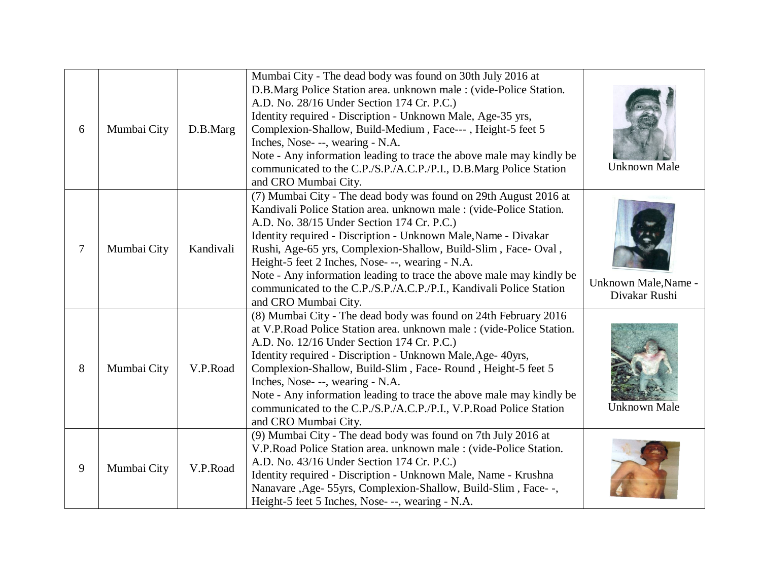| | | | | |
|---|---|---|---|---|
| 6 | Mumbai City | D.B.Marg | Mumbai City - The dead body was found on 30th July 2016 at D.B.Marg Police Station area. unknown male : (vide-Police Station. A.D. No. 28/16 Under Section 174 Cr. P.C.)<br>Identity required - Discription - Unknown Male, Age-35 yrs, Complexion-Shallow, Build-Medium , Face--- , Height-5 feet 5 Inches, Nose- --, wearing - N.A.<br>Note - Any information leading to trace the above male may kindly be communicated to the C.P./S.P./A.C.P./P.I., D.B.Marg Police Station and CRO Mumbai City. | Unknown Male |
| 7 | Mumbai City | Kandivali | (7) Mumbai City - The dead body was found on 29th August 2016 at Kandivali Police Station area. unknown male : (vide-Police Station. A.D. No. 38/15 Under Section 174 Cr. P.C.)<br>Identity required - Discription - Unknown Male,Name - Divakar Rushi, Age-65 yrs, Complexion-Shallow, Build-Slim , Face- Oval , Height-5 feet 2 Inches, Nose- --, wearing - N.A.<br>Note - Any information leading to trace the above male may kindly be communicated to the C.P./S.P./A.C.P./P.I., Kandivali Police Station and CRO Mumbai City. | Unknown Male,Name - Divakar Rushi |
| 8 | Mumbai City | V.P.Road | (8) Mumbai City - The dead body was found on 24th February 2016 at V.P.Road Police Station area. unknown male : (vide-Police Station. A.D. No. 12/16 Under Section 174 Cr. P.C.)<br>Identity required - Discription - Unknown Male,Age- 40yrs, Complexion-Shallow, Build-Slim , Face- Round , Height-5 feet 5 Inches, Nose- --, wearing - N.A.<br>Note - Any information leading to trace the above male may kindly be communicated to the C.P./S.P./A.C.P./P.I., V.P.Road Police Station and CRO Mumbai City. | Unknown Male |
| 9 | Mumbai City | V.P.Road | (9) Mumbai City - The dead body was found on 7th July 2016 at V.P.Road Police Station area. unknown male : (vide-Police Station. A.D. No. 43/16 Under Section 174 Cr. P.C.)<br>Identity required - Discription - Unknown Male, Name - Krushna Nanavare ,Age- 55yrs, Complexion-Shallow, Build-Slim , Face- -, Height-5 feet 5 Inches, Nose- --, wearing - N.A. | |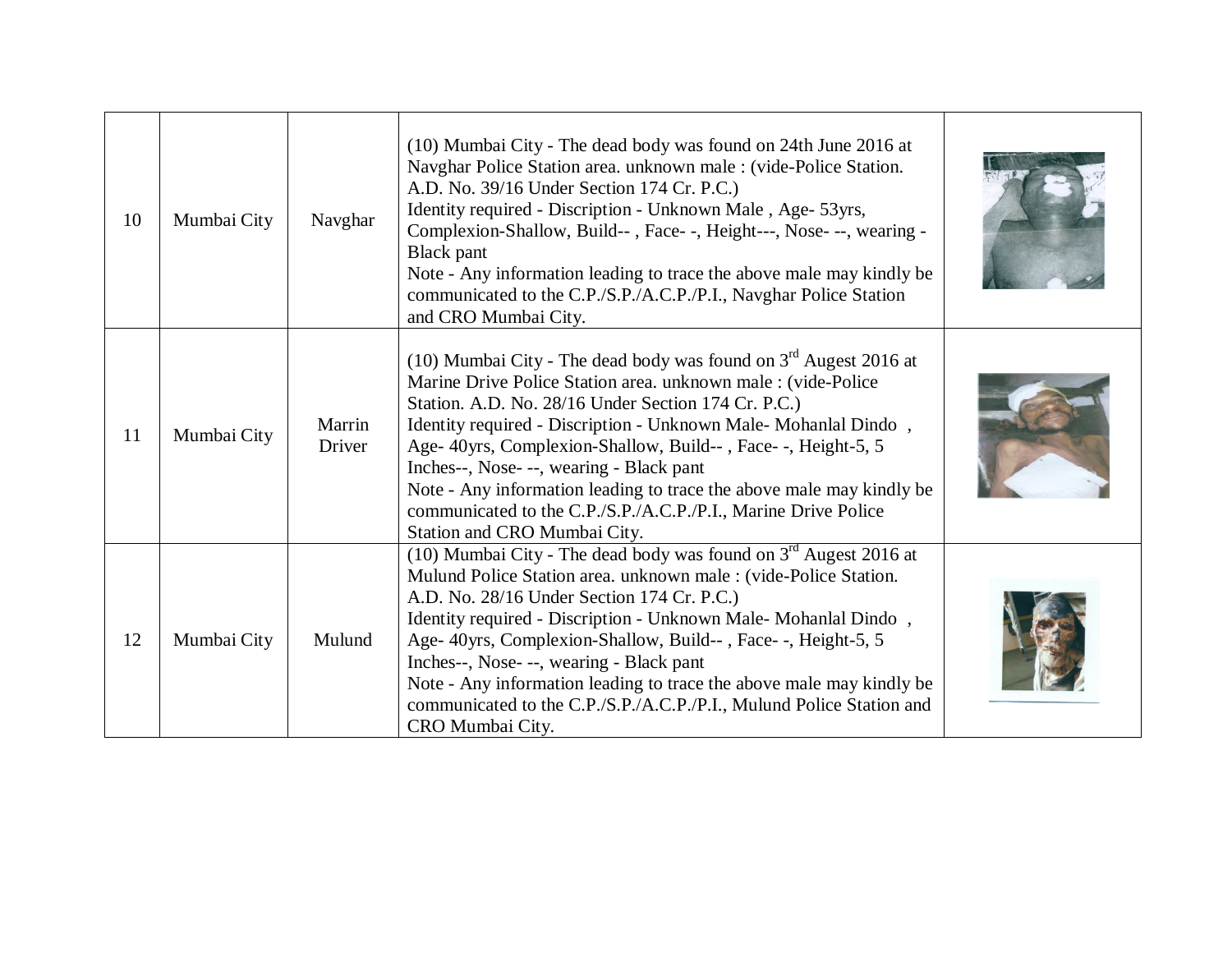| 10 | Mumbai City | Navghar | (10) Mumbai City - The dead body was found on 24th June 2016 at Navghar Police Station area. unknown male : (vide-Police Station. A.D. No. 39/16 Under Section 174 Cr. P.C.)<br>Identity required - Discription - Unknown Male , Age- 53yrs, Complexion-Shallow, Build-- , Face- -, Height---, Nose- --, wearing - Black pant<br>Note - Any information leading to trace the above male may kindly be communicated to the C.P./S.P./A.C.P./P.I., Navghar Police Station and CRO Mumbai City. | |
|---|---|---|---|---|
| 11 | Mumbai City | Marrin Driver | (10) Mumbai City - The dead body was found on 3rd Augest 2016 at Marine Drive Police Station area. unknown male : (vide-Police Station. A.D. No. 28/16 Under Section 174 Cr. P.C.)<br>Identity required - Discription - Unknown Male- Mohanlal Dindo , Age- 40yrs, Complexion-Shallow, Build-- , Face- -, Height-5, 5 Inches--, Nose- --, wearing - Black pant<br>Note - Any information leading to trace the above male may kindly be communicated to the C.P./S.P./A.C.P./P.I., Marine Drive Police Station and CRO Mumbai City. | |
| 12 | Mumbai City | Mulund | (10) Mumbai City - The dead body was found on 3rd Augest 2016 at Mulund Police Station area. unknown male : (vide-Police Station. A.D. No. 28/16 Under Section 174 Cr. P.C.)<br>Identity required - Discription - Unknown Male- Mohanlal Dindo , Age- 40yrs, Complexion-Shallow, Build-- , Face- -, Height-5, 5 Inches--, Nose- --, wearing - Black pant<br>Note - Any information leading to trace the above male may kindly be communicated to the C.P./S.P./A.C.P./P.I., Mulund Police Station and CRO Mumbai City. | |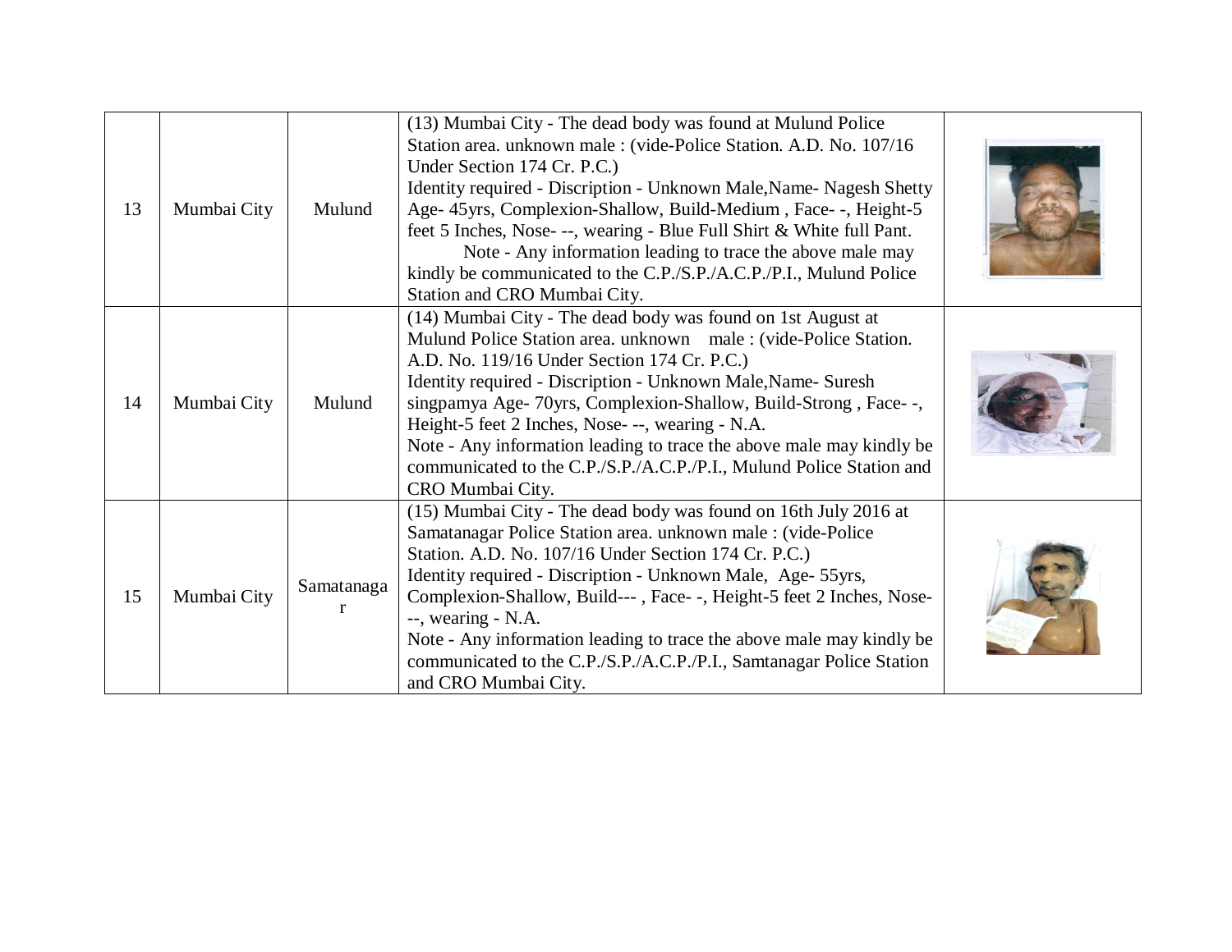| 13 | Mumbai City | Mulund | (13) Mumbai City - The dead body was found at Mulund Police Station area. unknown male : (vide-Police Station. A.D. No. 107/16 Under Section 174 Cr. P.C.)<br>Identity required - Discription - Unknown Male,Name- Nagesh Shetty Age- 45yrs, Complexion-Shallow, Build-Medium , Face- -, Height-5 feet 5 Inches, Nose- --, wearing - Blue Full Shirt & White full Pant.<br>Note - Any information leading to trace the above male may kindly be communicated to the C.P./S.P./A.C.P./P.I., Mulund Police Station and CRO Mumbai City. | |
|---|---|---|---|---|
| 14 | Mumbai City | Mulund | (14) Mumbai City - The dead body was found on 1st August at Mulund Police Station area. unknown male : (vide-Police Station. A.D. No. 119/16 Under Section 174 Cr. P.C.)<br>Identity required - Discription - Unknown Male,Name- Suresh singpamya Age- 70yrs, Complexion-Shallow, Build-Strong , Face- -, Height-5 feet 2 Inches, Nose- --, wearing - N.A.<br>Note - Any information leading to trace the above male may kindly be communicated to the C.P./S.P./A.C.P./P.I., Mulund Police Station and CRO Mumbai City. | |
| 15 | Mumbai City | Samatanagar | (15) Mumbai City - The dead body was found on 16th July 2016 at Samatanagar Police Station area. unknown male : (vide-Police Station. A.D. No. 107/16 Under Section 174 Cr. P.C.)<br>Identity required - Discription - Unknown Male, Age- 55yrs, Complexion-Shallow, Build--- , Face- -, Height-5 feet 2 Inches, Nose- --, wearing - N.A.<br>Note - Any information leading to trace the above male may kindly be communicated to the C.P./S.P./A.C.P./P.I., Samtanagar Police Station and CRO Mumbai City. | |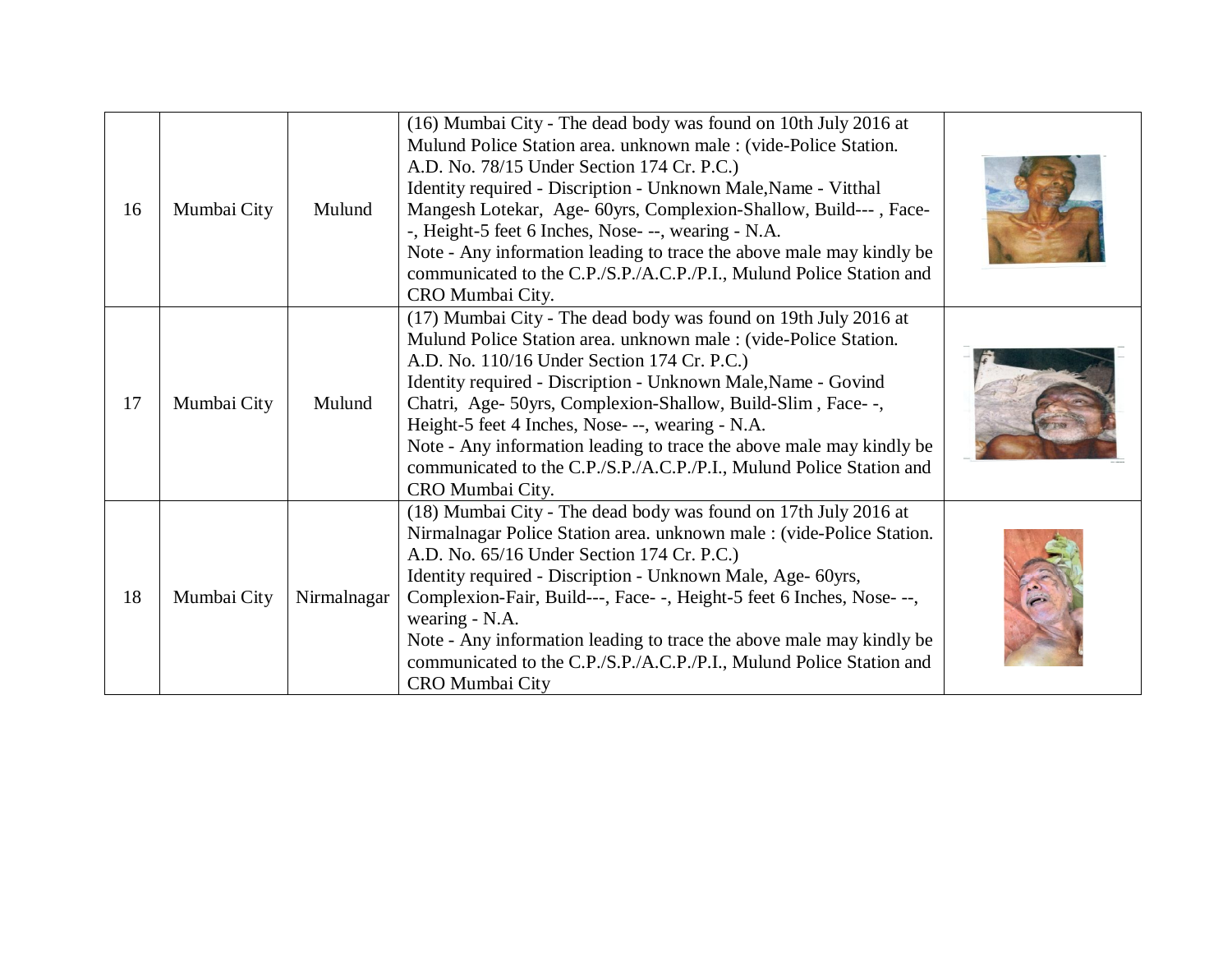| 16 | Mumbai City | Mulund | (16) Mumbai City - The dead body was found on 10th July 2016 at Mulund Police Station area. unknown male : (vide-Police Station. A.D. No. 78/15 Under Section 174 Cr. P.C.)<br>Identity required - Discription - Unknown Male,Name - Vitthal Mangesh Lotekar, Age- 60yrs, Complexion-Shallow, Build--- , Face- -, Height-5 feet 6 Inches, Nose- --, wearing - N.A.<br>Note - Any information leading to trace the above male may kindly be communicated to the C.P./S.P./A.C.P./P.I., Mulund Police Station and CRO Mumbai City. | |
|---|---|---|---|---|
| 17 | Mumbai City | Mulund | (17) Mumbai City - The dead body was found on 19th July 2016 at Mulund Police Station area. unknown male : (vide-Police Station. A.D. No. 110/16 Under Section 174 Cr. P.C.)<br>Identity required - Discription - Unknown Male,Name - Govind Chatri, Age- 50yrs, Complexion-Shallow, Build-Slim , Face- -, Height-5 feet 4 Inches, Nose- --, wearing - N.A.<br>Note - Any information leading to trace the above male may kindly be communicated to the C.P./S.P./A.C.P./P.I., Mulund Police Station and CRO Mumbai City. | |
| 18 | Mumbai City | Nirmalnagar | (18) Mumbai City - The dead body was found on 17th July 2016 at Nirmalnagar Police Station area. unknown male : (vide-Police Station. A.D. No. 65/16 Under Section 174 Cr. P.C.)<br>Identity required - Discription - Unknown Male, Age- 60yrs, Complexion-Fair, Build---, Face- -, Height-5 feet 6 Inches, Nose- --, wearing - N.A.<br>Note - Any information leading to trace the above male may kindly be communicated to the C.P./S.P./A.C.P./P.I., Mulund Police Station and CRO Mumbai City | |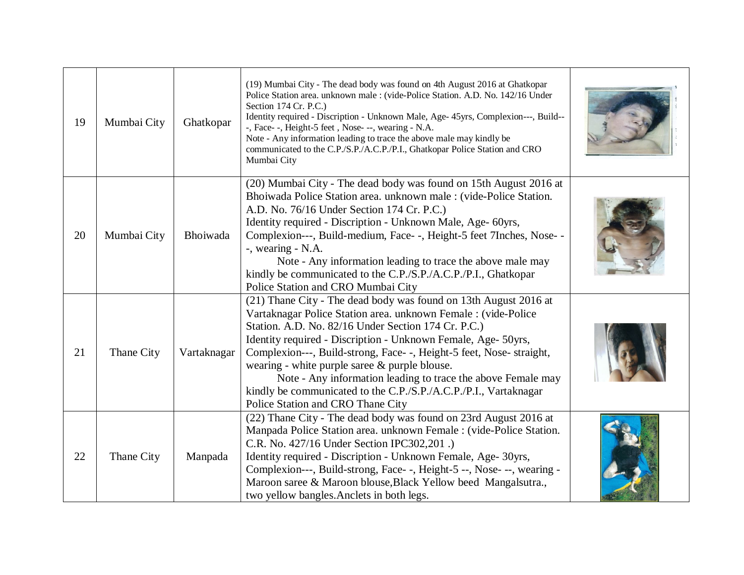| 19 | Mumbai City | Ghatkopar | (19) Mumbai City - The dead body was found on 4th August 2016 at Ghatkopar Police Station area. unknown male : (vide-Police Station. A.D. No. 142/16 Under Section 174 Cr. P.C.)<br>Identity required - Discription - Unknown Male, Age- 45yrs, Complexion---, Build---, Face- -, Height-5 feet , Nose- --, wearing - N.A.<br>Note - Any information leading to trace the above male may kindly be communicated to the C.P./S.P./A.C.P./P.I., Ghatkopar Police Station and CRO Mumbai City | |
|---|---|---|---|---|
| 20 | Mumbai City | Bhoiwada | (20) Mumbai City - The dead body was found on 15th August 2016 at Bhoiwada Police Station area. unknown male : (vide-Police Station. A.D. No. 76/16 Under Section 174 Cr. P.C.)<br>Identity required - Discription - Unknown Male, Age- 60yrs, Complexion---, Build-medium, Face- -, Height-5 feet 7Inches, Nose- --, wearing - N.A.<br>Note - Any information leading to trace the above male may kindly be communicated to the C.P./S.P./A.C.P./P.I., Ghatkopar Police Station and CRO Mumbai City | |
| 21 | Thane City | Vartaknagar | (21) Thane City - The dead body was found on 13th August 2016 at Vartaknagar Police Station area. unknown Female : (vide-Police Station. A.D. No. 82/16 Under Section 174 Cr. P.C.)<br>Identity required - Discription - Unknown Female, Age- 50yrs, Complexion---, Build-strong, Face- -, Height-5 feet, Nose- straight, wearing - white purple saree & purple blouse.<br>Note - Any information leading to trace the above Female may kindly be communicated to the C.P./S.P./A.C.P./P.I., Vartaknagar Police Station and CRO Thane City | |
| 22 | Thane City | Manpada | (22) Thane City - The dead body was found on 23rd August 2016 at Manpada Police Station area. unknown Female : (vide-Police Station. C.R. No. 427/16 Under Section IPC302,201 .)<br>Identity required - Discription - Unknown Female, Age- 30yrs, Complexion---, Build-strong, Face- -, Height-5 --, Nose- --, wearing - Maroon saree & Maroon blouse,Black Yellow beed Mangalsutra., two yellow bangles.Anclets in both legs. | |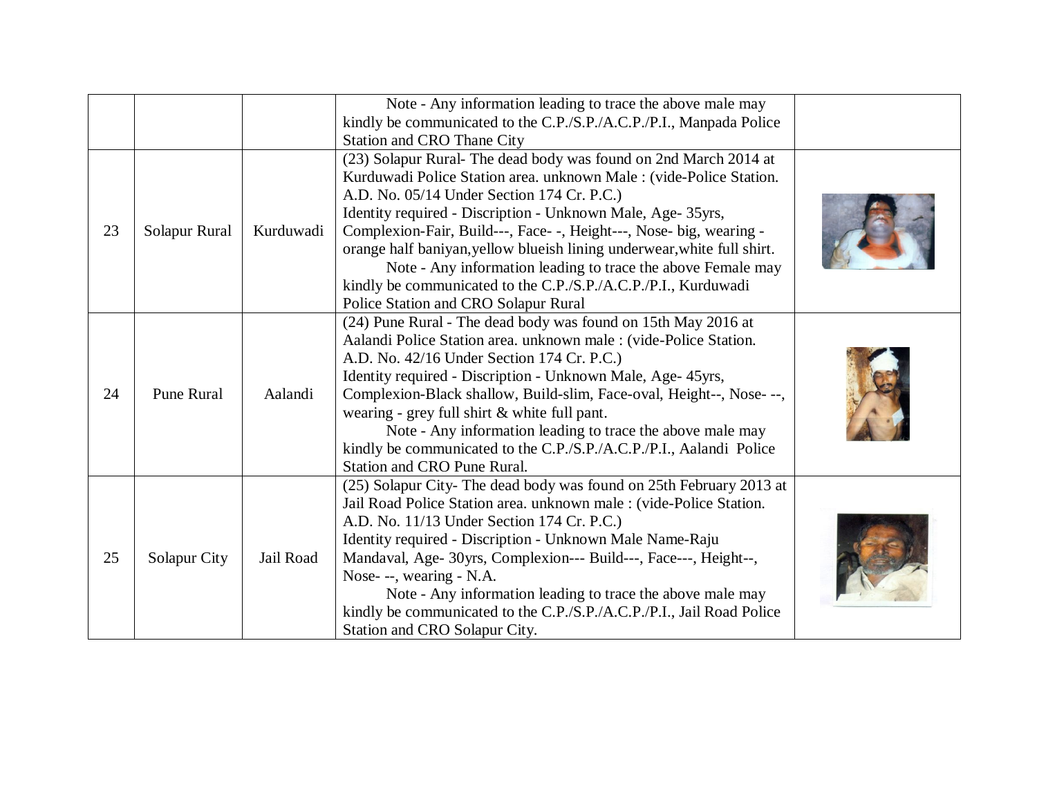|  |  |  |  |  |
|---|---|---|---|---|
|  |  |  | Note - Any information leading to trace the above male may kindly be communicated to the C.P./S.P./A.C.P./P.I., Manpada Police Station and CRO Thane City |  |
| 23 | Solapur Rural | Kurduwadi | (23) Solapur Rural- The dead body was found on 2nd March 2014 at Kurduwadi Police Station area. unknown Male : (vide-Police Station. A.D. No. 05/14 Under Section 174 Cr. P.C.)<br>Identity required - Discription - Unknown Male, Age- 35yrs, Complexion-Fair, Build---, Face- -, Height---, Nose- big, wearing - orange half baniyan,yellow blueish lining underwear,white full shirt.<br>Note - Any information leading to trace the above Female may kindly be communicated to the C.P./S.P./A.C.P./P.I., Kurduwadi Police Station and CRO Solapur Rural |  |
| 24 | Pune Rural | Aalandi | (24) Pune Rural - The dead body was found on 15th May 2016 at Aalandi Police Station area. unknown male : (vide-Police Station. A.D. No. 42/16 Under Section 174 Cr. P.C.)<br>Identity required - Discription - Unknown Male, Age- 45yrs, Complexion-Black shallow, Build-slim, Face-oval, Height--, Nose- --, wearing - grey full shirt & white full pant.<br>Note - Any information leading to trace the above male may kindly be communicated to the C.P./S.P./A.C.P./P.I., Aalandi Police Station and CRO Pune Rural. |  |
| 25 | Solapur City | Jail Road | (25) Solapur City- The dead body was found on 25th February 2013 at Jail Road Police Station area. unknown male : (vide-Police Station. A.D. No. 11/13 Under Section 174 Cr. P.C.)<br>Identity required - Discription - Unknown Male Name-Raju Mandaval, Age- 30yrs, Complexion--- Build---, Face---, Height--, Nose- --, wearing - N.A.<br>Note - Any information leading to trace the above male may kindly be communicated to the C.P./S.P./A.C.P./P.I., Jail Road Police Station and CRO Solapur City. |  |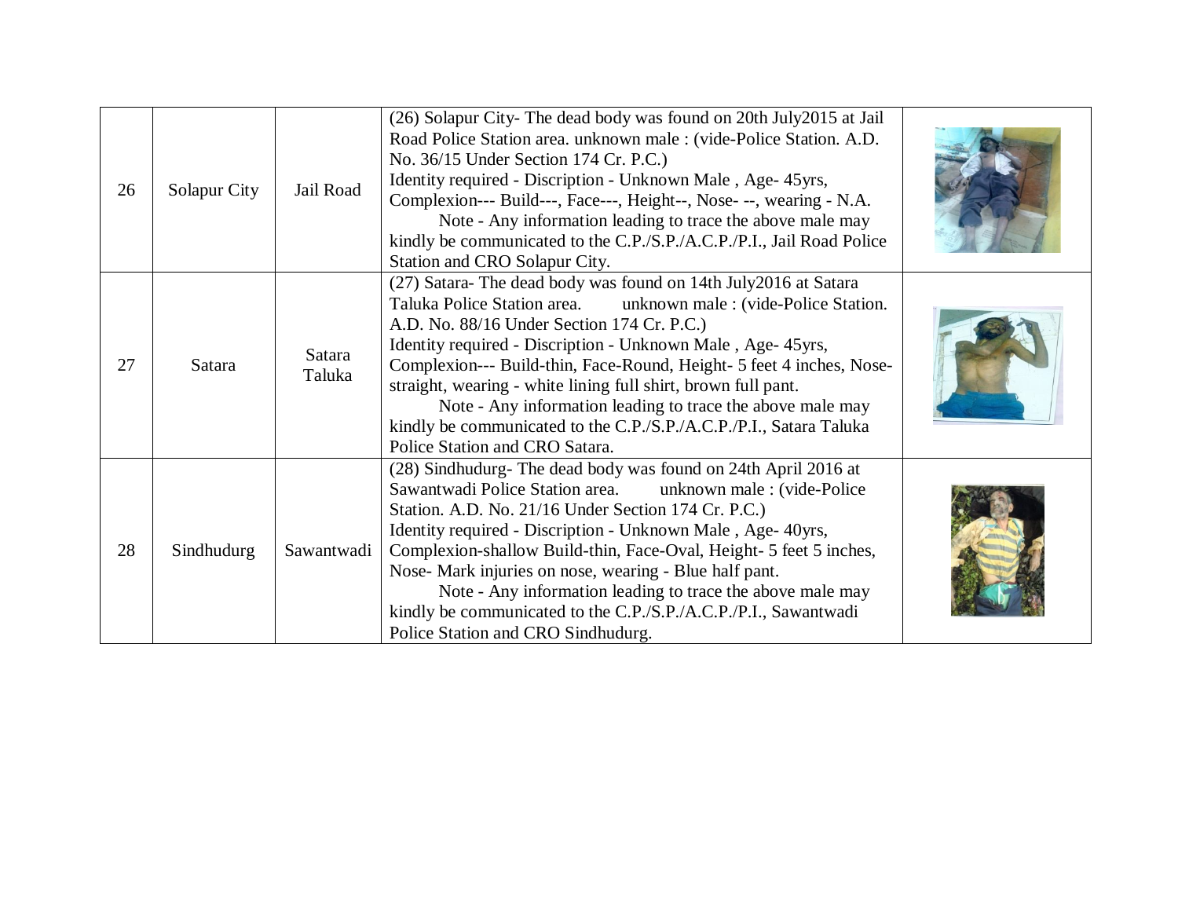| 26 | Solapur City | Jail Road | (26) Solapur City- The dead body was found on 20th July2015 at Jail Road Police Station area. unknown male : (vide-Police Station. A.D. No. 36/15 Under Section 174 Cr. P.C.)<br>Identity required - Discription - Unknown Male , Age- 45yrs, Complexion--- Build---, Face---, Height--, Nose- --, wearing - N.A.<br>Note - Any information leading to trace the above male may kindly be communicated to the C.P./S.P./A.C.P./P.I., Jail Road Police Station and CRO Solapur City. | |
|---|---|---|---|---|
| 27 | Satara | Satara Taluka | (27) Satara- The dead body was found on 14th July2016 at Satara Taluka Police Station area. unknown male : (vide-Police Station. A.D. No. 88/16 Under Section 174 Cr. P.C.)<br>Identity required - Discription - Unknown Male , Age- 45yrs, Complexion--- Build-thin, Face-Round, Height- 5 feet 4 inches, Nose-straight, wearing - white lining full shirt, brown full pant.<br>Note - Any information leading to trace the above male may kindly be communicated to the C.P./S.P./A.C.P./P.I., Satara Taluka Police Station and CRO Satara. | |
| 28 | Sindhudurg | Sawantwadi | (28) Sindhudurg- The dead body was found on 24th April 2016 at Sawantwadi Police Station area. unknown male : (vide-Police Station. A.D. No. 21/16 Under Section 174 Cr. P.C.)<br>Identity required - Discription - Unknown Male , Age- 40yrs, Complexion-shallow Build-thin, Face-Oval, Height- 5 feet 5 inches, Nose- Mark injuries on nose, wearing - Blue half pant.<br>Note - Any information leading to trace the above male may kindly be communicated to the C.P./S.P./A.C.P./P.I., Sawantwadi Police Station and CRO Sindhudurg. | |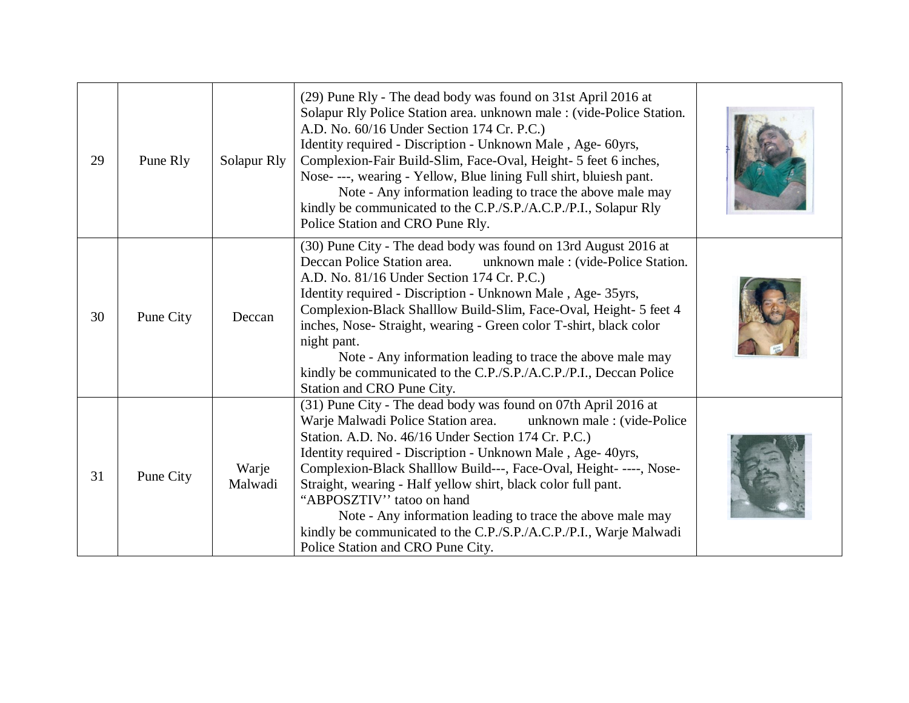| 29 | Pune Rly | Solapur Rly | (29) Pune Rly - The dead body was found on 31st April 2016 at Solapur Rly Police Station area. unknown male : (vide-Police Station. A.D. No. 60/16 Under Section 174 Cr. P.C.)<br>Identity required - Discription - Unknown Male , Age- 60yrs, Complexion-Fair Build-Slim, Face-Oval, Height- 5 feet 6 inches, Nose- ---, wearing - Yellow, Blue lining Full shirt, bluiesh pant.<br>Note - Any information leading to trace the above male may kindly be communicated to the C.P./S.P./A.C.P./P.I., Solapur Rly Police Station and CRO Pune Rly. | |
|---|---|---|---|---|
| 30 | Pune City | Deccan | (30) Pune City - The dead body was found on 13rd August 2016 at Deccan Police Station area. unknown male : (vide-Police Station. A.D. No. 81/16 Under Section 174 Cr. P.C.)<br>Identity required - Discription - Unknown Male , Age- 35yrs, Complexion-Black Shalllow Build-Slim, Face-Oval, Height- 5 feet 4 inches, Nose- Straight, wearing - Green color T-shirt, black color night pant.<br>Note - Any information leading to trace the above male may kindly be communicated to the C.P./S.P./A.C.P./P.I., Deccan Police Station and CRO Pune City. | |
| 31 | Pune City | Warje Malwadi | (31) Pune City - The dead body was found on 07th April 2016 at Warje Malwadi Police Station area. unknown male : (vide-Police Station. A.D. No. 46/16 Under Section 174 Cr. P.C.)<br>Identity required - Discription - Unknown Male , Age- 40yrs, Complexion-Black Shalllow Build---, Face-Oval, Height- ----, Nose- Straight, wearing - Half yellow shirt, black color full pant. "ABPOSZTIV'' tatoo on hand<br>Note - Any information leading to trace the above male may kindly be communicated to the C.P./S.P./A.C.P./P.I., Warje Malwadi Police Station and CRO Pune City. | |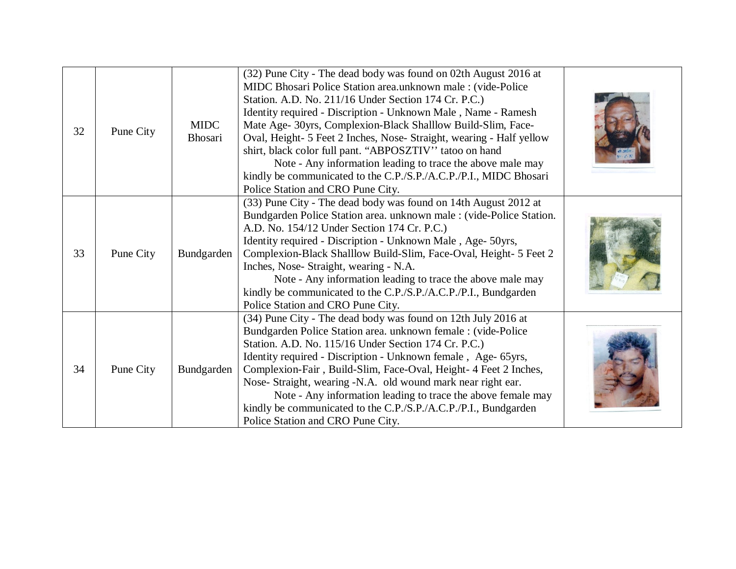| 32 | Pune City | MIDC Bhosari | (32) Pune City - The dead body was found on 02th August 2016 at MIDC Bhosari Police Station area.unknown male : (vide-Police Station. A.D. No. 211/16 Under Section 174 Cr. P.C.)<br>Identity required - Discription - Unknown Male , Name - Ramesh Mate Age- 30yrs, Complexion-Black Shalllow Build-Slim, Face-Oval, Height- 5 Feet 2 Inches, Nose- Straight, wearing - Half yellow shirt, black color full pant. "ABPOSZTIV'' tatoo on hand<br>Note - Any information leading to trace the above male may kindly be communicated to the C.P./S.P./A.C.P./P.I., MIDC Bhosari Police Station and CRO Pune City. | |
|---|---|---|---|---|
| 33 | Pune City | Bundgarden | (33) Pune City - The dead body was found on 14th August 2012 at Bundgarden Police Station area. unknown male : (vide-Police Station. A.D. No. 154/12 Under Section 174 Cr. P.C.)<br>Identity required - Discription - Unknown Male , Age- 50yrs, Complexion-Black Shalllow Build-Slim, Face-Oval, Height- 5 Feet 2 Inches, Nose- Straight, wearing - N.A.<br>Note - Any information leading to trace the above male may kindly be communicated to the C.P./S.P./A.C.P./P.I., Bundgarden Police Station and CRO Pune City. | |
| 34 | Pune City | Bundgarden | (34) Pune City - The dead body was found on 12th July 2016 at Bundgarden Police Station area. unknown female : (vide-Police Station. A.D. No. 115/16 Under Section 174 Cr. P.C.)<br>Identity required - Discription - Unknown female , Age- 65yrs, Complexion-Fair , Build-Slim, Face-Oval, Height- 4 Feet 2 Inches, Nose- Straight, wearing -N.A. old wound mark near right ear.<br>Note - Any information leading to trace the above female may kindly be communicated to the C.P./S.P./A.C.P./P.I., Bundgarden Police Station and CRO Pune City. | |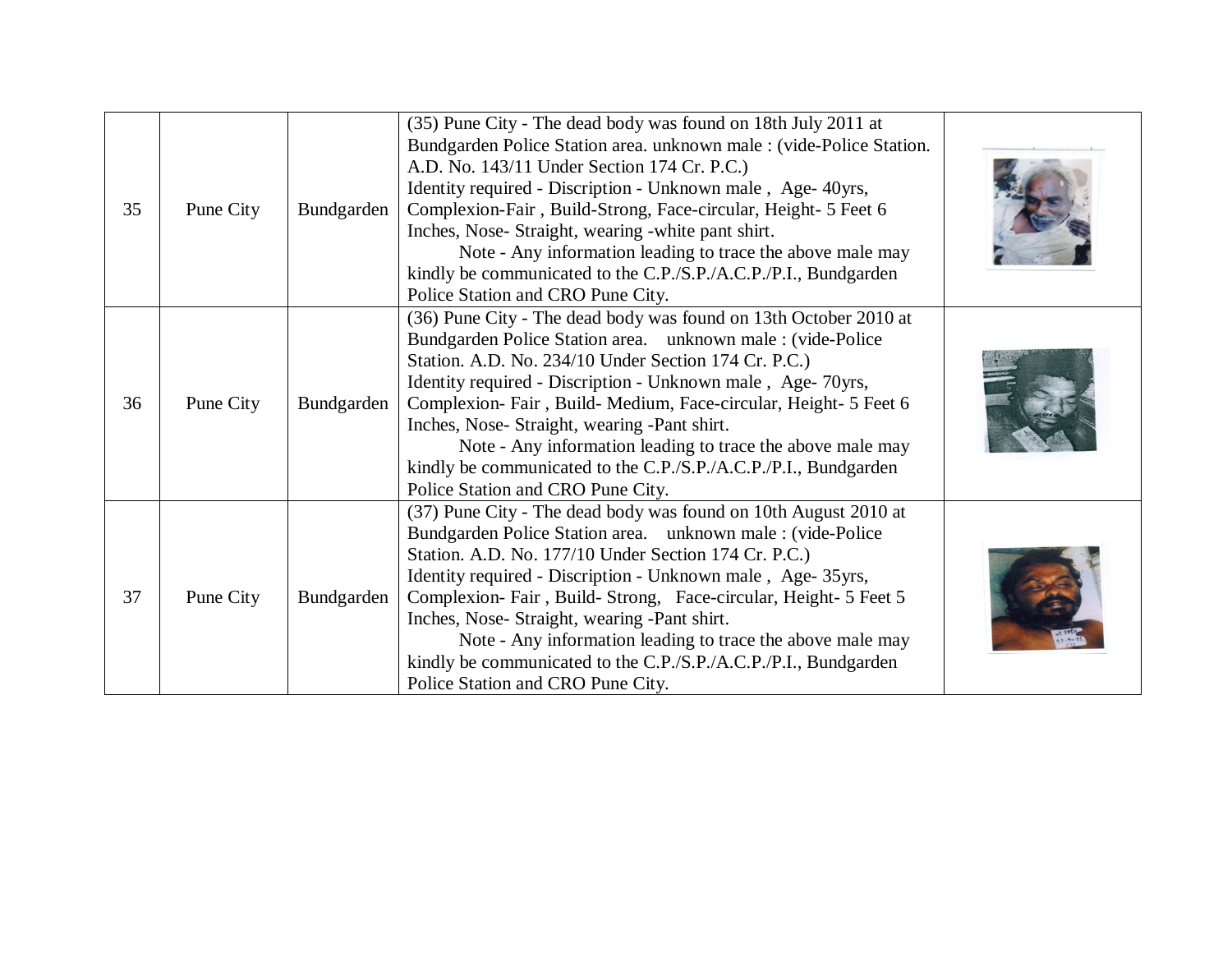| 35 | Pune City | Bundgarden | (35) Pune City - The dead body was found on 18th July 2011 at Bundgarden Police Station area. unknown male : (vide-Police Station. A.D. No. 143/11 Under Section 174 Cr. P.C.)<br>Identity required - Discription - Unknown male , Age- 40yrs, Complexion-Fair , Build-Strong, Face-circular, Height- 5 Feet 6 Inches, Nose- Straight, wearing -white pant shirt.<br>Note - Any information leading to trace the above male may kindly be communicated to the C.P./S.P./A.C.P./P.I., Bundgarden Police Station and CRO Pune City. | |
|---|---|---|---|---|
| 36 | Pune City | Bundgarden | (36) Pune City - The dead body was found on 13th October 2010 at Bundgarden Police Station area. unknown male : (vide-Police Station. A.D. No. 234/10 Under Section 174 Cr. P.C.)<br>Identity required - Discription - Unknown male , Age- 70yrs, Complexion- Fair , Build- Medium, Face-circular, Height- 5 Feet 6 Inches, Nose- Straight, wearing -Pant shirt.<br>Note - Any information leading to trace the above male may kindly be communicated to the C.P./S.P./A.C.P./P.I., Bundgarden Police Station and CRO Pune City. | |
| 37 | Pune City | Bundgarden | (37) Pune City - The dead body was found on 10th August 2010 at Bundgarden Police Station area. unknown male : (vide-Police Station. A.D. No. 177/10 Under Section 174 Cr. P.C.)<br>Identity required - Discription - Unknown male , Age- 35yrs, Complexion- Fair , Build- Strong, Face-circular, Height- 5 Feet 5 Inches, Nose- Straight, wearing -Pant shirt.<br>Note - Any information leading to trace the above male may kindly be communicated to the C.P./S.P./A.C.P./P.I., Bundgarden Police Station and CRO Pune City. | |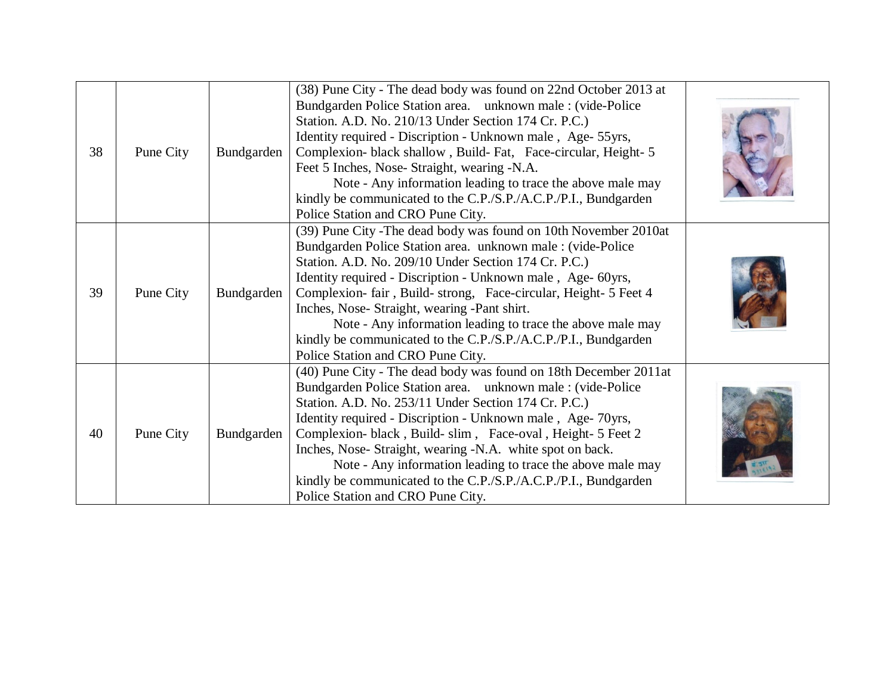| 38 | Pune City | Bundgarden | (38) Pune City - The dead body was found on 22nd October 2013 at Bundgarden Police Station area. unknown male : (vide-Police Station. A.D. No. 210/13 Under Section 174 Cr. P.C.)<br>Identity required - Discription - Unknown male , Age- 55yrs, Complexion- black shallow , Build- Fat, Face-circular, Height- 5 Feet 5 Inches, Nose- Straight, wearing -N.A.<br>Note - Any information leading to trace the above male may kindly be communicated to the C.P./S.P./A.C.P./P.I., Bundgarden Police Station and CRO Pune City. | |
|---|---|---|---|---|
| 39 | Pune City | Bundgarden | (39) Pune City -The dead body was found on 10th November 2010at Bundgarden Police Station area. unknown male : (vide-Police Station. A.D. No. 209/10 Under Section 174 Cr. P.C.)<br>Identity required - Discription - Unknown male , Age- 60yrs, Complexion- fair , Build- strong, Face-circular, Height- 5 Feet 4 Inches, Nose- Straight, wearing -Pant shirt.<br>Note - Any information leading to trace the above male may kindly be communicated to the C.P./S.P./A.C.P./P.I., Bundgarden Police Station and CRO Pune City. | |
| 40 | Pune City | Bundgarden | (40) Pune City - The dead body was found on 18th December 2011at Bundgarden Police Station area. unknown male : (vide-Police Station. A.D. No. 253/11 Under Section 174 Cr. P.C.)<br>Identity required - Discription - Unknown male , Age- 70yrs, Complexion- black , Build- slim , Face-oval , Height- 5 Feet 2 Inches, Nose- Straight, wearing -N.A. white spot on back.<br>Note - Any information leading to trace the above male may kindly be communicated to the C.P./S.P./A.C.P./P.I., Bundgarden Police Station and CRO Pune City. | |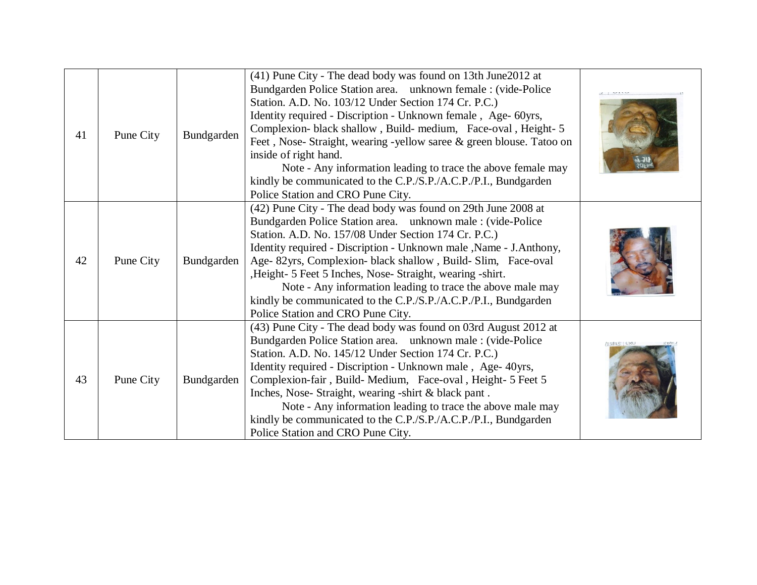| | | | | |
|---|---|---|---|---|
| 41 | Pune City | Bundgarden | (41) Pune City - The dead body was found on 13th June2012 at Bundgarden Police Station area. unknown female : (vide-Police Station. A.D. No. 103/12 Under Section 174 Cr. P.C.)<br>Identity required - Discription - Unknown female , Age- 60yrs, Complexion- black shallow , Build- medium, Face-oval , Height- 5 Feet , Nose- Straight, wearing -yellow saree & green blouse. Tatoo on inside of right hand.<br>Note - Any information leading to trace the above female may kindly be communicated to the C.P./S.P./A.C.P./P.I., Bundgarden Police Station and CRO Pune City. | |
| 42 | Pune City | Bundgarden | (42) Pune City - The dead body was found on 29th June 2008 at Bundgarden Police Station area. unknown male : (vide-Police Station. A.D. No. 157/08 Under Section 174 Cr. P.C.)<br>Identity required - Discription - Unknown male ,Name - J.Anthony, Age- 82yrs, Complexion- black shallow , Build- Slim, Face-oval ,Height- 5 Feet 5 Inches, Nose- Straight, wearing -shirt.<br>Note - Any information leading to trace the above male may kindly be communicated to the C.P./S.P./A.C.P./P.I., Bundgarden Police Station and CRO Pune City. | |
| 43 | Pune City | Bundgarden | (43) Pune City - The dead body was found on 03rd August 2012 at Bundgarden Police Station area. unknown male : (vide-Police Station. A.D. No. 145/12 Under Section 174 Cr. P.C.)<br>Identity required - Discription - Unknown male , Age- 40yrs, Complexion-fair , Build- Medium, Face-oval , Height- 5 Feet 5 Inches, Nose- Straight, wearing -shirt & black pant .<br>Note - Any information leading to trace the above male may kindly be communicated to the C.P./S.P./A.C.P./P.I., Bundgarden Police Station and CRO Pune City. | |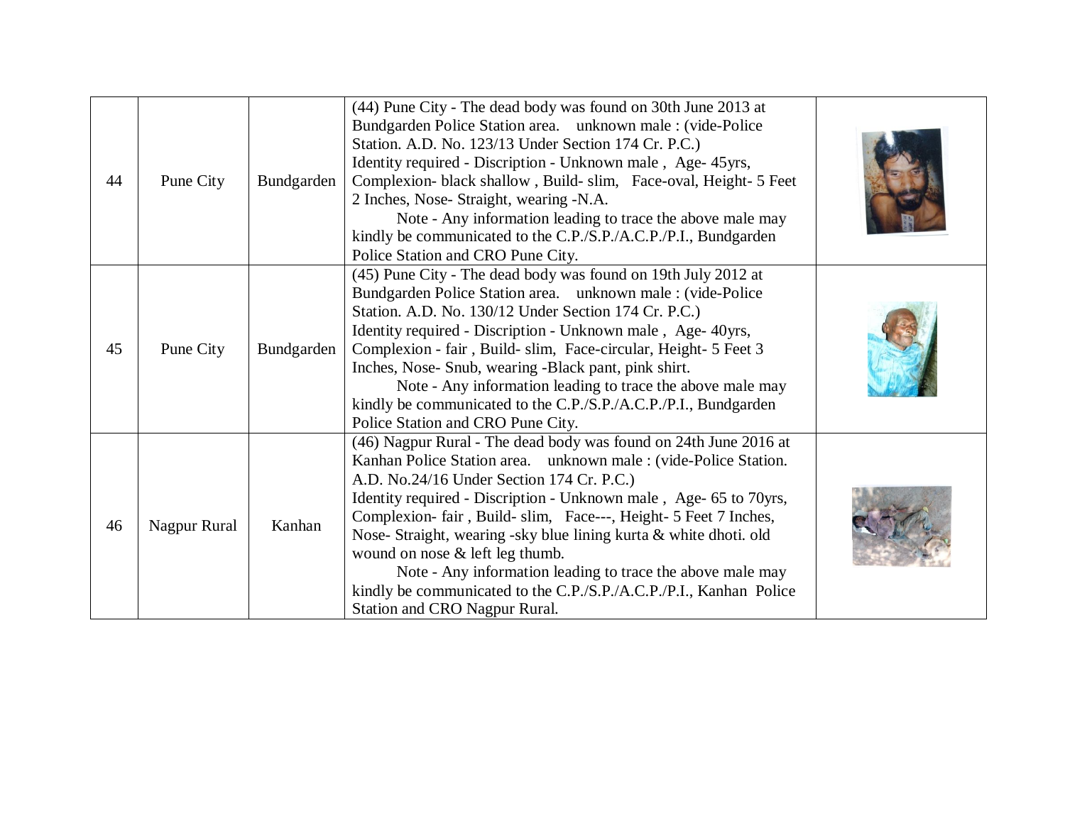| 44 | Pune City | Bundgarden | (44) Pune City - The dead body was found on 30th June 2013 at Bundgarden Police Station area. unknown male : (vide-Police Station. A.D. No. 123/13 Under Section 174 Cr. P.C.)<br>Identity required - Discription - Unknown male , Age- 45yrs, Complexion- black shallow , Build- slim, Face-oval, Height- 5 Feet 2 Inches, Nose- Straight, wearing -N.A.<br>Note - Any information leading to trace the above male may kindly be communicated to the C.P./S.P./A.C.P./P.I., Bundgarden Police Station and CRO Pune City. | |
|---|---|---|---|---|
| 45 | Pune City | Bundgarden | (45) Pune City - The dead body was found on 19th July 2012 at Bundgarden Police Station area. unknown male : (vide-Police Station. A.D. No. 130/12 Under Section 174 Cr. P.C.)<br>Identity required - Discription - Unknown male , Age- 40yrs, Complexion - fair , Build- slim, Face-circular, Height- 5 Feet 3 Inches, Nose- Snub, wearing -Black pant, pink shirt.<br>Note - Any information leading to trace the above male may kindly be communicated to the C.P./S.P./A.C.P./P.I., Bundgarden Police Station and CRO Pune City. | |
| 46 | Nagpur Rural | Kanhan | (46) Nagpur Rural - The dead body was found on 24th June 2016 at Kanhan Police Station area. unknown male : (vide-Police Station. A.D. No.24/16 Under Section 174 Cr. P.C.)<br>Identity required - Discription - Unknown male , Age- 65 to 70yrs, Complexion- fair , Build- slim, Face---, Height- 5 Feet 7 Inches, Nose- Straight, wearing -sky blue lining kurta & white dhoti. old wound on nose & left leg thumb.<br>Note - Any information leading to trace the above male may kindly be communicated to the C.P./S.P./A.C.P./P.I., Kanhan Police Station and CRO Nagpur Rural. | |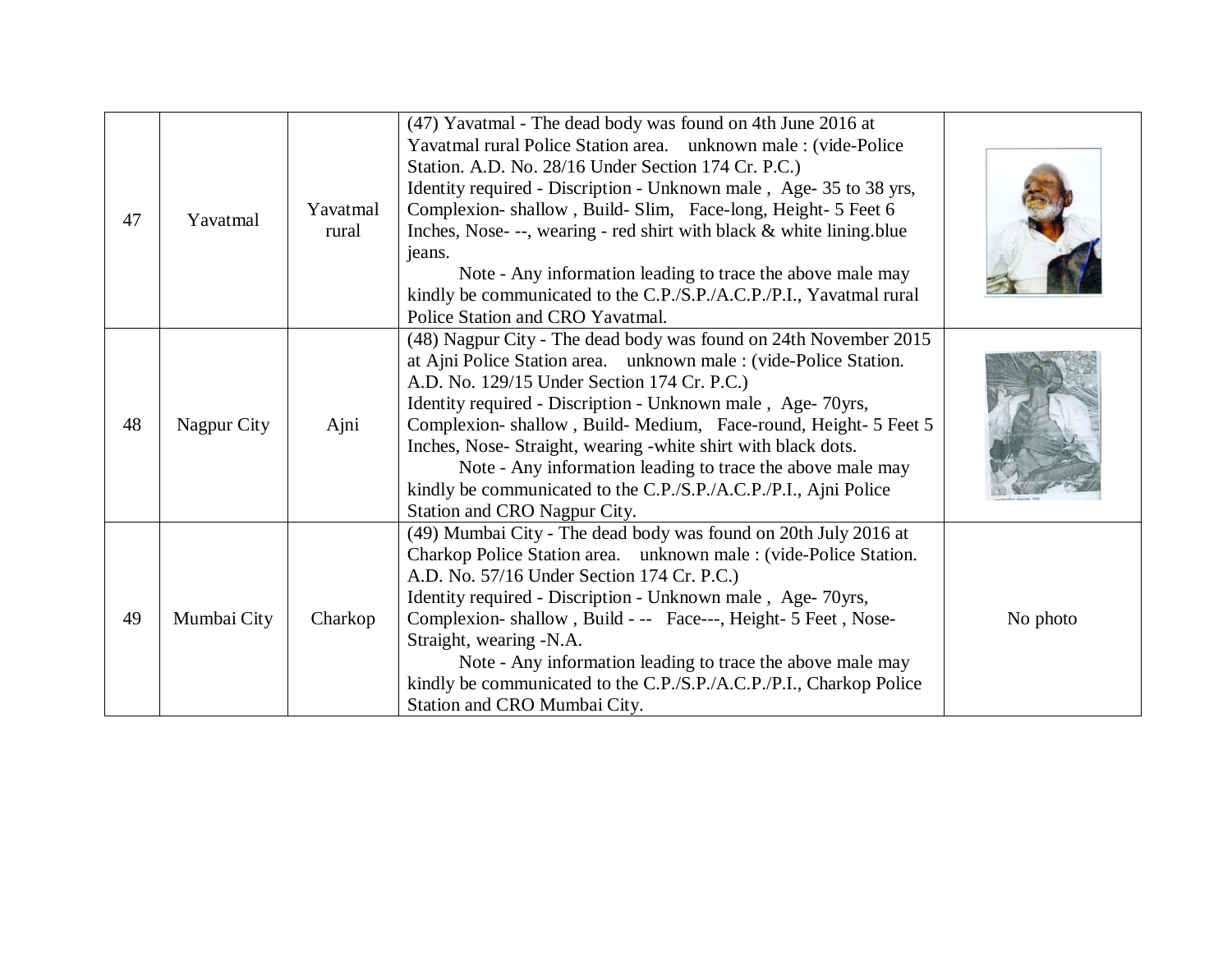| 47 | Yavatmal | Yavatmal rural | (47) Yavatmal - The dead body was found on 4th June 2016 at Yavatmal rural Police Station area. unknown male : (vide-Police Station. A.D. No. 28/16 Under Section 174 Cr. P.C.)<br>Identity required - Discription - Unknown male , Age- 35 to 38 yrs, Complexion- shallow , Build- Slim, Face-long, Height- 5 Feet 6 Inches, Nose- --, wearing - red shirt with black & white lining.blue jeans.<br>Note - Any information leading to trace the above male may kindly be communicated to the C.P./S.P./A.C.P./P.I., Yavatmal rural Police Station and CRO Yavatmal. | |
|---|---|---|---|---|
| 48 | Nagpur City | Ajni | (48) Nagpur City - The dead body was found on 24th November 2015 at Ajni Police Station area. unknown male : (vide-Police Station. A.D. No. 129/15 Under Section 174 Cr. P.C.)<br>Identity required - Discription - Unknown male , Age- 70yrs, Complexion- shallow , Build- Medium, Face-round, Height- 5 Feet 5 Inches, Nose- Straight, wearing -white shirt with black dots.<br>Note - Any information leading to trace the above male may kindly be communicated to the C.P./S.P./A.C.P./P.I., Ajni Police Station and CRO Nagpur City. | |
| 49 | Mumbai City | Charkop | (49) Mumbai City - The dead body was found on 20th July 2016 at Charkop Police Station area. unknown male : (vide-Police Station. A.D. No. 57/16 Under Section 174 Cr. P.C.)<br>Identity required - Discription - Unknown male , Age- 70yrs, Complexion- shallow , Build - -- Face---, Height- 5 Feet , Nose- Straight, wearing -N.A.<br>Note - Any information leading to trace the above male may kindly be communicated to the C.P./S.P./A.C.P./P.I., Charkop Police Station and CRO Mumbai City. | No photo |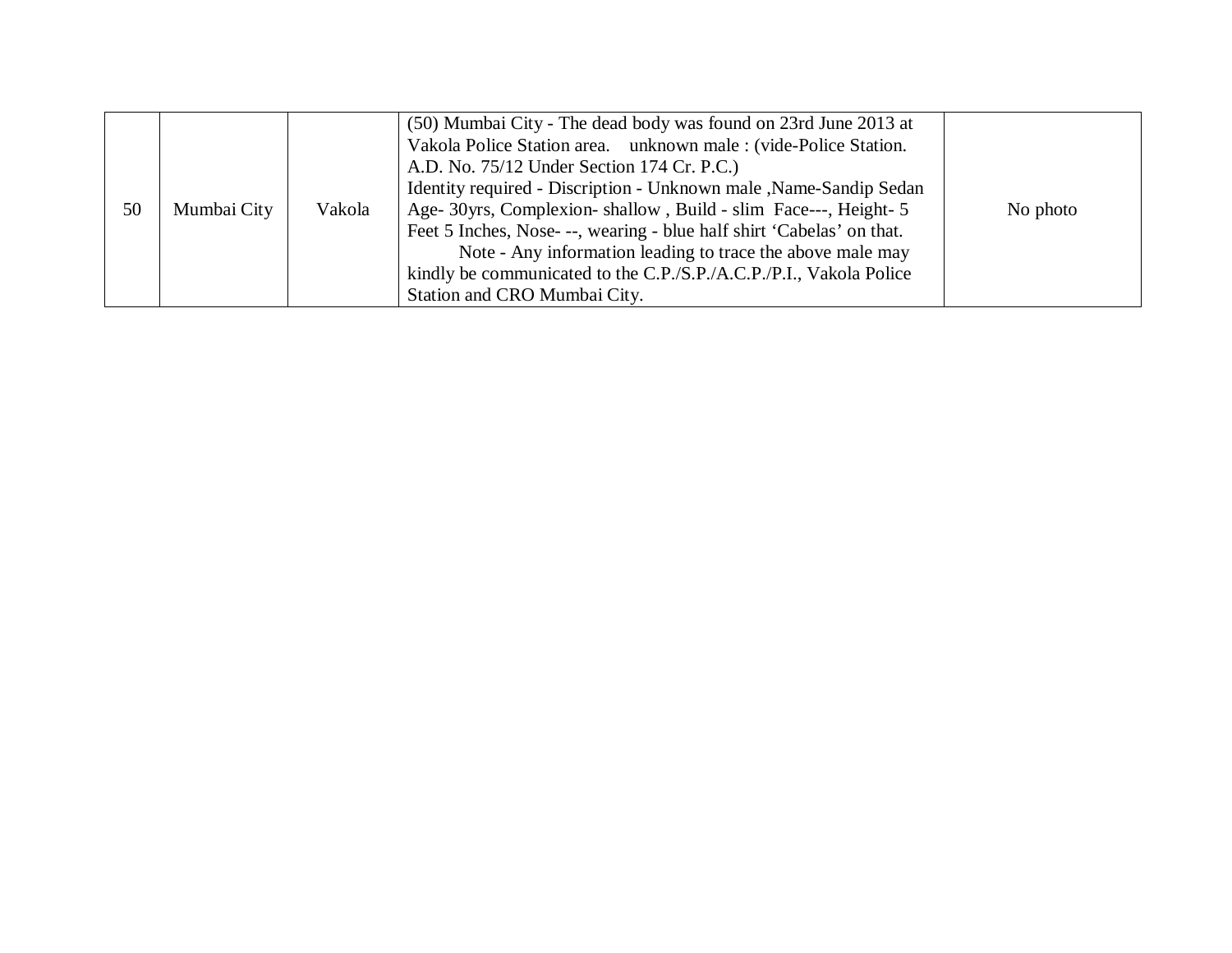| | | | | |
|---|---|---|---|---|
| 50 | Mumbai City | Vakola | (50) Mumbai City - The dead body was found on 23rd June 2013 at Vakola Police Station area. unknown male : (vide-Police Station. A.D. No. 75/12 Under Section 174 Cr. P.C.)<br>Identity required - Discription - Unknown male ,Name-Sandip Sedan Age- 30yrs, Complexion- shallow , Build - slim Face---, Height- 5 Feet 5 Inches, Nose- --, wearing - blue half shirt 'Cabelas' on that.<br>Note - Any information leading to trace the above male may kindly be communicated to the C.P./S.P./A.C.P./P.I., Vakola Police Station and CRO Mumbai City. | No photo |